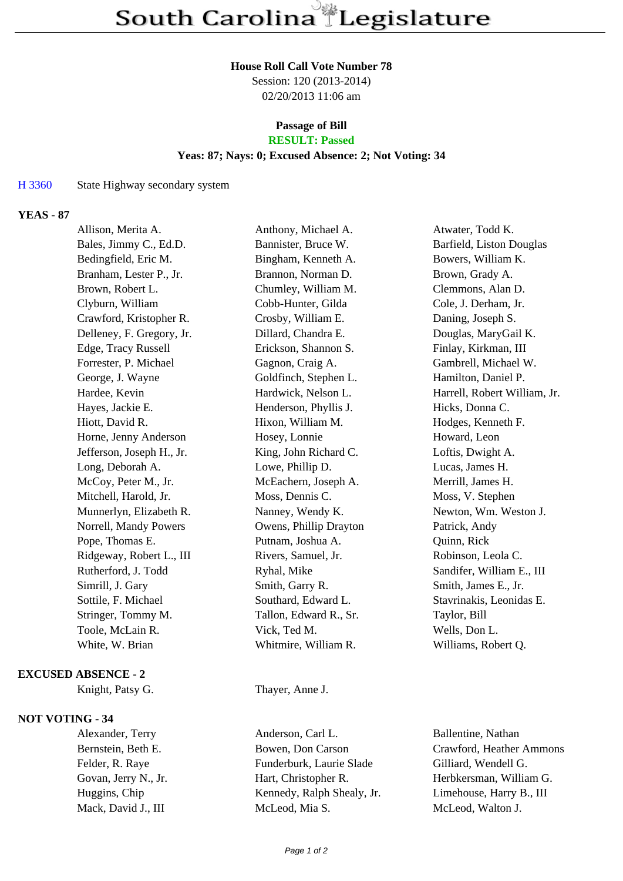# South Carolina Legislature

**House Roll Call Vote Number 78**
Session: 120 (2013-2014)
02/20/2013 11:06 am

**Passage of Bill**
**RESULT: Passed**
**Yeas: 87; Nays: 0; Excused Absence: 2; Not Voting: 34**

H 3360 State Highway secondary system

**YEAS - 87**

| | | |
|---|---|---|
| Allison, Merita A. | Anthony, Michael A. | Atwater, Todd K. |
| Bales, Jimmy C., Ed.D. | Bannister, Bruce W. | Barfield, Liston Douglas |
| Bedingfield, Eric M. | Bingham, Kenneth A. | Bowers, William K. |
| Branham, Lester P., Jr. | Brannon, Norman D. | Brown, Grady A. |
| Brown, Robert L. | Chumley, William M. | Clemmons, Alan D. |
| Clyburn, William | Cobb-Hunter, Gilda | Cole, J. Derham, Jr. |
| Crawford, Kristopher R. | Crosby, William E. | Daning, Joseph S. |
| Delleney, F. Gregory, Jr. | Dillard, Chandra E. | Douglas, MaryGail K. |
| Edge, Tracy Russell | Erickson, Shannon S. | Finlay, Kirkman, III |
| Forrester, P. Michael | Gagnon, Craig A. | Gambrell, Michael W. |
| George, J. Wayne | Goldfinch, Stephen L. | Hamilton, Daniel P. |
| Hardee, Kevin | Hardwick, Nelson L. | Harrell, Robert William, Jr. |
| Hayes, Jackie E. | Henderson, Phyllis J. | Hicks, Donna C. |
| Hiott, David R. | Hixon, William M. | Hodges, Kenneth F. |
| Horne, Jenny Anderson | Hosey, Lonnie | Howard, Leon |
| Jefferson, Joseph H., Jr. | King, John Richard C. | Loftis, Dwight A. |
| Long, Deborah A. | Lowe, Phillip D. | Lucas, James H. |
| McCoy, Peter M., Jr. | McEachern, Joseph A. | Merrill, James H. |
| Mitchell, Harold, Jr. | Moss, Dennis C. | Moss, V. Stephen |
| Munnerlyn, Elizabeth R. | Nanney, Wendy K. | Newton, Wm. Weston J. |
| Norrell, Mandy Powers | Owens, Phillip Drayton | Patrick, Andy |
| Pope, Thomas E. | Putnam, Joshua A. | Quinn, Rick |
| Ridgeway, Robert L., III | Rivers, Samuel, Jr. | Robinson, Leola C. |
| Rutherford, J. Todd | Ryhal, Mike | Sandifer, William E., III |
| Simrill, J. Gary | Smith, Garry R. | Smith, James E., Jr. |
| Sottile, F. Michael | Southard, Edward L. | Stavrinakis, Leonidas E. |
| Stringer, Tommy M. | Tallon, Edward R., Sr. | Taylor, Bill |
| Toole, McLain R. | Vick, Ted M. | Wells, Don L. |
| White, W. Brian | Whitmire, William R. | Williams, Robert Q. |

**EXCUSED ABSENCE - 2**

| | |
|---|---|
| Knight, Patsy G. | Thayer, Anne J. |

**NOT VOTING - 34**

| | | |
|---|---|---|
| Alexander, Terry | Anderson, Carl L. | Ballentine, Nathan |
| Bernstein, Beth E. | Bowen, Don Carson | Crawford, Heather Ammons |
| Felder, R. Raye | Funderburk, Laurie Slade | Gilliard, Wendell G. |
| Govan, Jerry N., Jr. | Hart, Christopher R. | Herbkersman, William G. |
| Huggins, Chip | Kennedy, Ralph Shealy, Jr. | Limehouse, Harry B., III |
| Mack, David J., III | McLeod, Mia S. | McLeod, Walton J. |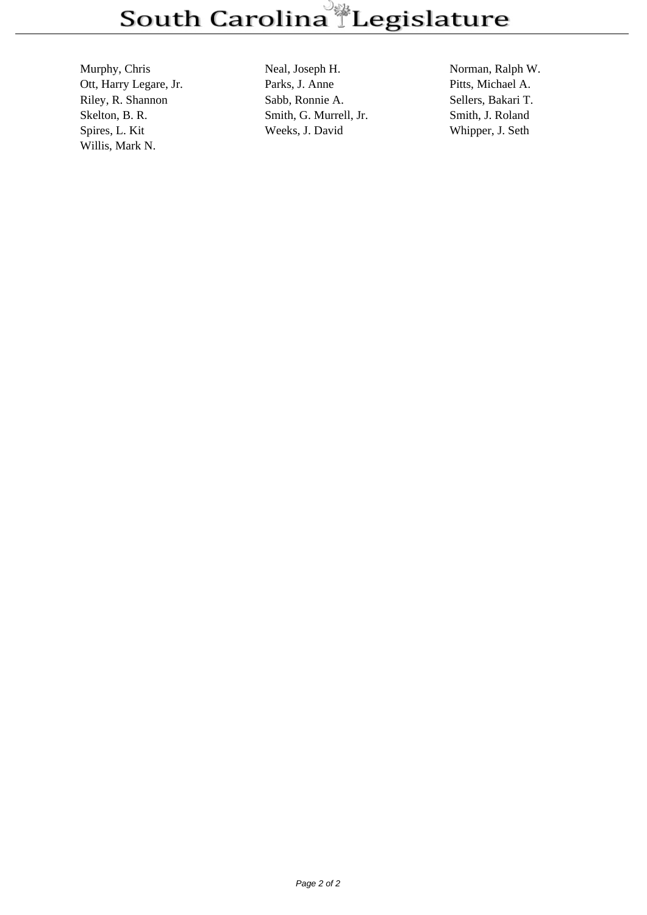Murphy, Chris
Neal, Joseph H.
Norman, Ralph W.
Ott, Harry Legare, Jr.
Parks, J. Anne
Pitts, Michael A.
Riley, R. Shannon
Sabb, Ronnie A.
Sellers, Bakari T.
Skelton, B. R.
Smith, G. Murrell, Jr.
Smith, J. Roland
Spires, L. Kit
Weeks, J. David
Whipper, J. Seth
Willis, Mark N.